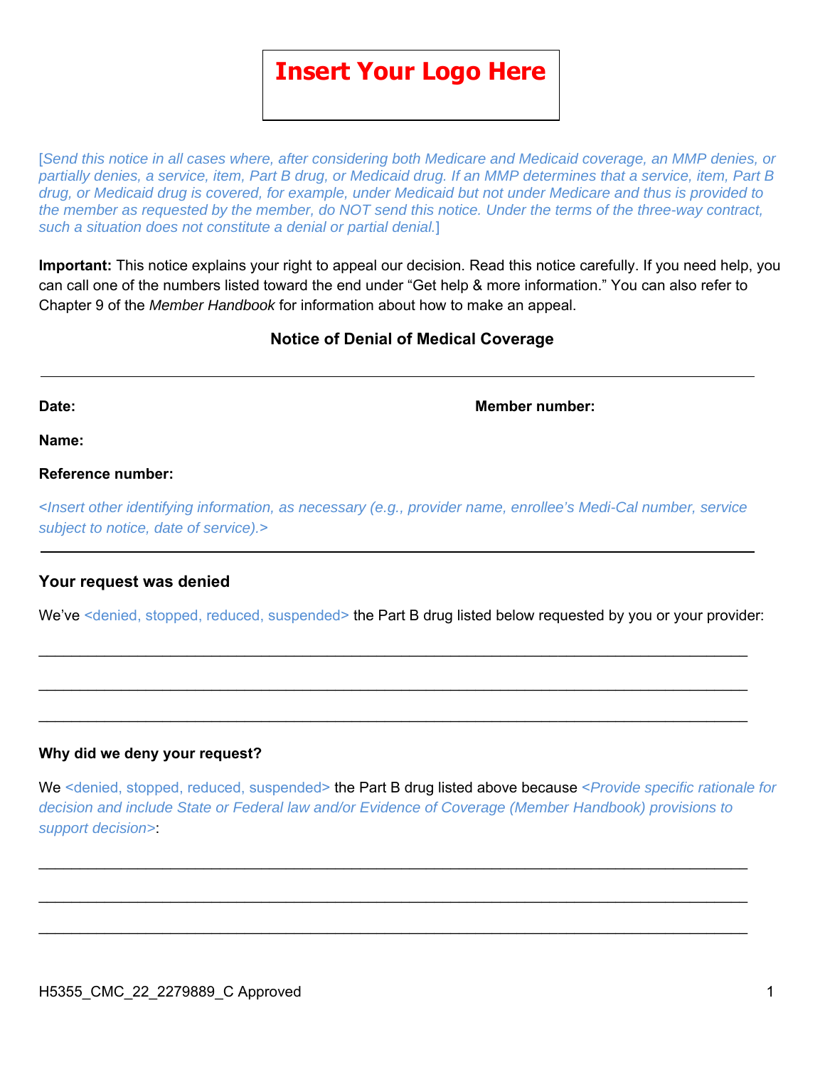**Insert Your Logo Here**

[*Send this notice in all cases where, after considering both Medicare and Medicaid coverage, an MMP denies, or partially denies, a service, item, Part B drug, or Medicaid drug. If an MMP determines that a service, item, Part B drug, or Medicaid drug is covered, for example, under Medicaid but not under Medicare and thus is provided to the member as requested by the member, do NOT send this notice. Under the terms of the three-way contract, such a situation does not constitute a denial or partial denial.*]

**Important:** This notice explains your right to appeal our decision. Read this notice carefully. If you need help, you can call one of the numbers listed toward the end under "Get help & more information." You can also refer to Chapter 9 of the *Member Handbook* for information about how to make an appeal.

### Notice of Denial of Medical Coverage

---

**Date:** **Member number:**

**Name:**

**Reference number:**

*<Insert other identifying information, as necessary (e.g., provider name, enrollee's Medi-Cal number, service subject to notice, date of service).>*

---

## Your request was denied

We've <denied, stopped, reduced, suspended> the Part B drug listed below requested by you or your provider:

_______________________________________________________________________________

_______________________________________________________________________________

_______________________________________________________________________________

### Why did we deny your request?

We <denied, stopped, reduced, suspended> the Part B drug listed above because *<Provide specific rationale for decision and include State or Federal law and/or Evidence of Coverage (Member Handbook) provisions to support decision>*:

_______________________________________________________________________________

_______________________________________________________________________________

_______________________________________________________________________________

H5355_CMC_22_2279889_C Approved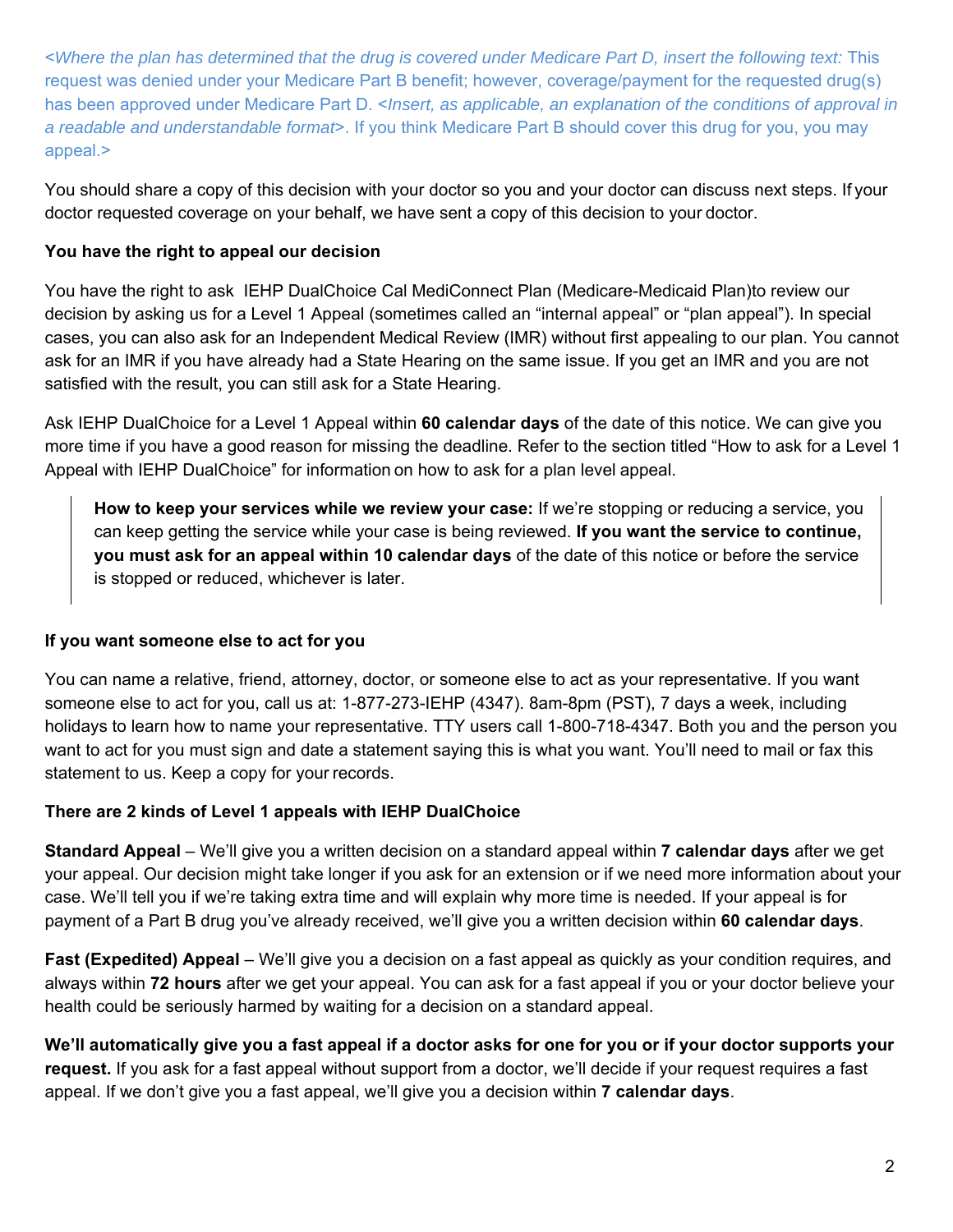*<Where the plan has determined that the drug is covered under Medicare Part D, insert the following text:* This request was denied under your Medicare Part B benefit; however, coverage/payment for the requested drug(s) has been approved under Medicare Part D. *<Insert, as applicable, an explanation of the conditions of approval in a readable and understandable format>*. If you think Medicare Part B should cover this drug for you, you may appeal.>

You should share a copy of this decision with your doctor so you and your doctor can discuss next steps. If your doctor requested coverage on your behalf, we have sent a copy of this decision to your doctor.

**You have the right to appeal our decision**

You have the right to ask IEHP DualChoice Cal MediConnect Plan (Medicare-Medicaid Plan)to review our decision by asking us for a Level 1 Appeal (sometimes called an "internal appeal" or "plan appeal"). In special cases, you can also ask for an Independent Medical Review (IMR) without first appealing to our plan. You cannot ask for an IMR if you have already had a State Hearing on the same issue. If you get an IMR and you are not satisfied with the result, you can still ask for a State Hearing.

Ask IEHP DualChoice for a Level 1 Appeal within **60 calendar days** of the date of this notice. We can give you more time if you have a good reason for missing the deadline. Refer to the section titled "How to ask for a Level 1 Appeal with IEHP DualChoice" for information on how to ask for a plan level appeal.

> **How to keep your services while we review your case:** If we're stopping or reducing a service, you can keep getting the service while your case is being reviewed. **If you want the service to continue, you must ask for an appeal within 10 calendar days** of the date of this notice or before the service is stopped or reduced, whichever is later.

**If you want someone else to act for you**

You can name a relative, friend, attorney, doctor, or someone else to act as your representative. If you want someone else to act for you, call us at: 1-877-273-IEHP (4347). 8am-8pm (PST), 7 days a week, including holidays to learn how to name your representative. TTY users call 1-800-718-4347. Both you and the person you want to act for you must sign and date a statement saying this is what you want. You'll need to mail or fax this statement to us. Keep a copy for your records.

**There are 2 kinds of Level 1 appeals with IEHP DualChoice**

**Standard Appeal** – We'll give you a written decision on a standard appeal within **7 calendar days** after we get your appeal. Our decision might take longer if you ask for an extension or if we need more information about your case. We'll tell you if we're taking extra time and will explain why more time is needed. If your appeal is for payment of a Part B drug you've already received, we'll give you a written decision within **60 calendar days**.

**Fast (Expedited) Appeal** – We'll give you a decision on a fast appeal as quickly as your condition requires, and always within **72 hours** after we get your appeal. You can ask for a fast appeal if you or your doctor believe your health could be seriously harmed by waiting for a decision on a standard appeal.

**We'll automatically give you a fast appeal if a doctor asks for one for you or if your doctor supports your request.** If you ask for a fast appeal without support from a doctor, we'll decide if your request requires a fast appeal. If we don't give you a fast appeal, we'll give you a decision within **7 calendar days**.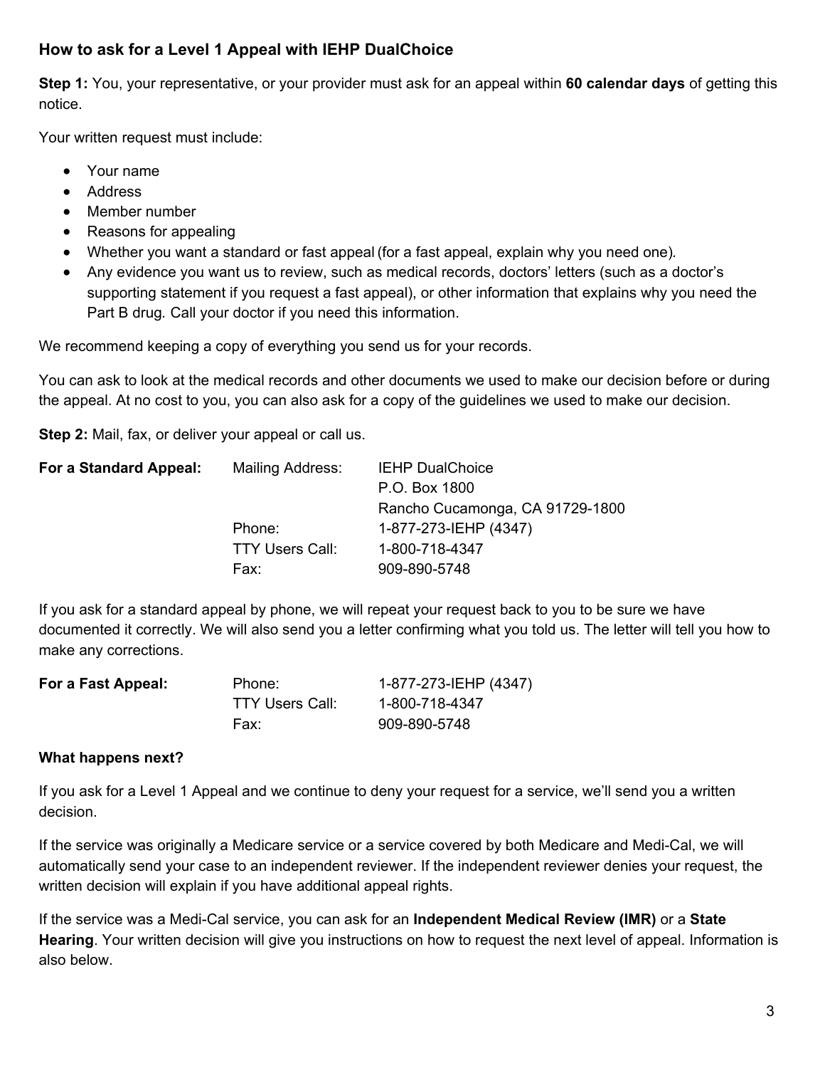### How to ask for a Level 1 Appeal with IEHP DualChoice

**Step 1:** You, your representative, or your provider must ask for an appeal within **60 calendar days** of getting this notice.

Your written request must include:

- Your name
- Address
- Member number
- Reasons for appealing
- Whether you want a standard or fast appeal (for a fast appeal, explain why you need one).
- Any evidence you want us to review, such as medical records, doctors' letters (such as a doctor's supporting statement if you request a fast appeal), or other information that explains why you need the Part B drug. Call your doctor if you need this information.

We recommend keeping a copy of everything you send us for your records.

You can ask to look at the medical records and other documents we used to make our decision before or during the appeal. At no cost to you, you can also ask for a copy of the guidelines we used to make our decision.

**Step 2:** Mail, fax, or deliver your appeal or call us.

| | | |
|---|---|---|
| **For a Standard Appeal:** | Mailing Address: | IEHP DualChoice<br>P.O. Box 1800<br>Rancho Cucamonga, CA 91729-1800 |
| | Phone: | 1-877-273-IEHP (4347) |
| | TTY Users Call: | 1-800-718-4347 |
| | Fax: | 909-890-5748 |

If you ask for a standard appeal by phone, we will repeat your request back to you to be sure we have documented it correctly. We will also send you a letter confirming what you told us. The letter will tell you how to make any corrections.

| | | |
|---|---|---|
| **For a Fast Appeal:** | Phone: | 1-877-273-IEHP (4347) |
| | TTY Users Call: | 1-800-718-4347 |
| | Fax: | 909-890-5748 |

### What happens next?

If you ask for a Level 1 Appeal and we continue to deny your request for a service, we'll send you a written decision.

If the service was originally a Medicare service or a service covered by both Medicare and Medi-Cal, we will automatically send your case to an independent reviewer. If the independent reviewer denies your request, the written decision will explain if you have additional appeal rights.

If the service was a Medi-Cal service, you can ask for an **Independent Medical Review (IMR)** or a **State Hearing**. Your written decision will give you instructions on how to request the next level of appeal. Information is also below.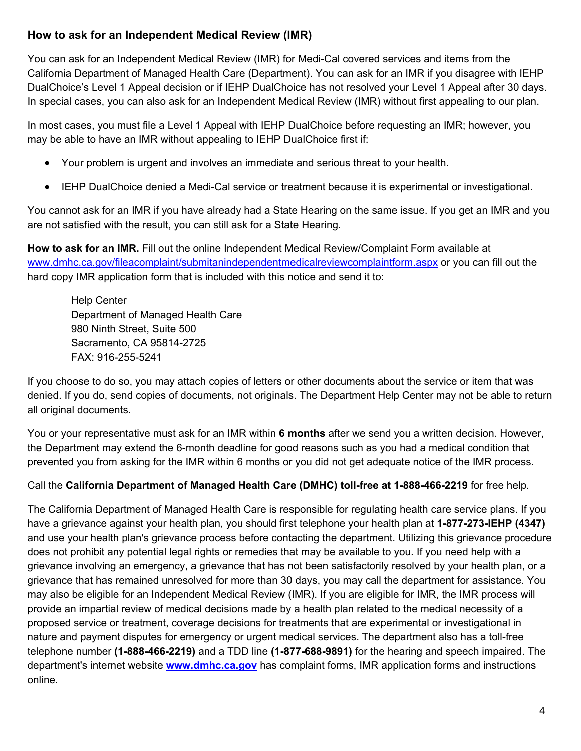### How to ask for an Independent Medical Review (IMR)

You can ask for an Independent Medical Review (IMR) for Medi-Cal covered services and items from the California Department of Managed Health Care (Department). You can ask for an IMR if you disagree with IEHP DualChoice's Level 1 Appeal decision or if IEHP DualChoice has not resolved your Level 1 Appeal after 30 days. In special cases, you can also ask for an Independent Medical Review (IMR) without first appealing to our plan.

In most cases, you must file a Level 1 Appeal with IEHP DualChoice before requesting an IMR; however, you may be able to have an IMR without appealing to IEHP DualChoice first if:

- Your problem is urgent and involves an immediate and serious threat to your health.
- IEHP DualChoice denied a Medi-Cal service or treatment because it is experimental or investigational.

You cannot ask for an IMR if you have already had a State Hearing on the same issue. If you get an IMR and you are not satisfied with the result, you can still ask for a State Hearing.

**How to ask for an IMR.** Fill out the online Independent Medical Review/Complaint Form available at [www.dmhc.ca.gov/fileacomplaint/submitanindependentmedicalreviewcomplaintform.aspx](www.dmhc.ca.gov/fileacomplaint/submitanindependentmedicalreviewcomplaintform.aspx) or you can fill out the hard copy IMR application form that is included with this notice and send it to:

Help Center
Department of Managed Health Care
980 Ninth Street, Suite 500
Sacramento, CA 95814-2725
FAX: 916-255-5241

If you choose to do so, you may attach copies of letters or other documents about the service or item that was denied. If you do, send copies of documents, not originals. The Department Help Center may not be able to return all original documents.

You or your representative must ask for an IMR within **6 months** after we send you a written decision. However, the Department may extend the 6-month deadline for good reasons such as you had a medical condition that prevented you from asking for the IMR within 6 months or you did not get adequate notice of the IMR process.

Call the **California Department of Managed Health Care (DMHC) toll-free at 1-888-466-2219** for free help.

The California Department of Managed Health Care is responsible for regulating health care service plans. If you have a grievance against your health plan, you should first telephone your health plan at **1-877-273-IEHP (4347)** and use your health plan's grievance process before contacting the department. Utilizing this grievance procedure does not prohibit any potential legal rights or remedies that may be available to you. If you need help with a grievance involving an emergency, a grievance that has not been satisfactorily resolved by your health plan, or a grievance that has remained unresolved for more than 30 days, you may call the department for assistance. You may also be eligible for an Independent Medical Review (IMR). If you are eligible for IMR, the IMR process will provide an impartial review of medical decisions made by a health plan related to the medical necessity of a proposed service or treatment, coverage decisions for treatments that are experimental or investigational in nature and payment disputes for emergency or urgent medical services. The department also has a toll-free telephone number **(1-888-466-2219)** and a TDD line **(1-877-688-9891)** for the hearing and speech impaired. The department's internet website **[www.dmhc.ca.gov](www.dmhc.ca.gov)** has complaint forms, IMR application forms and instructions online.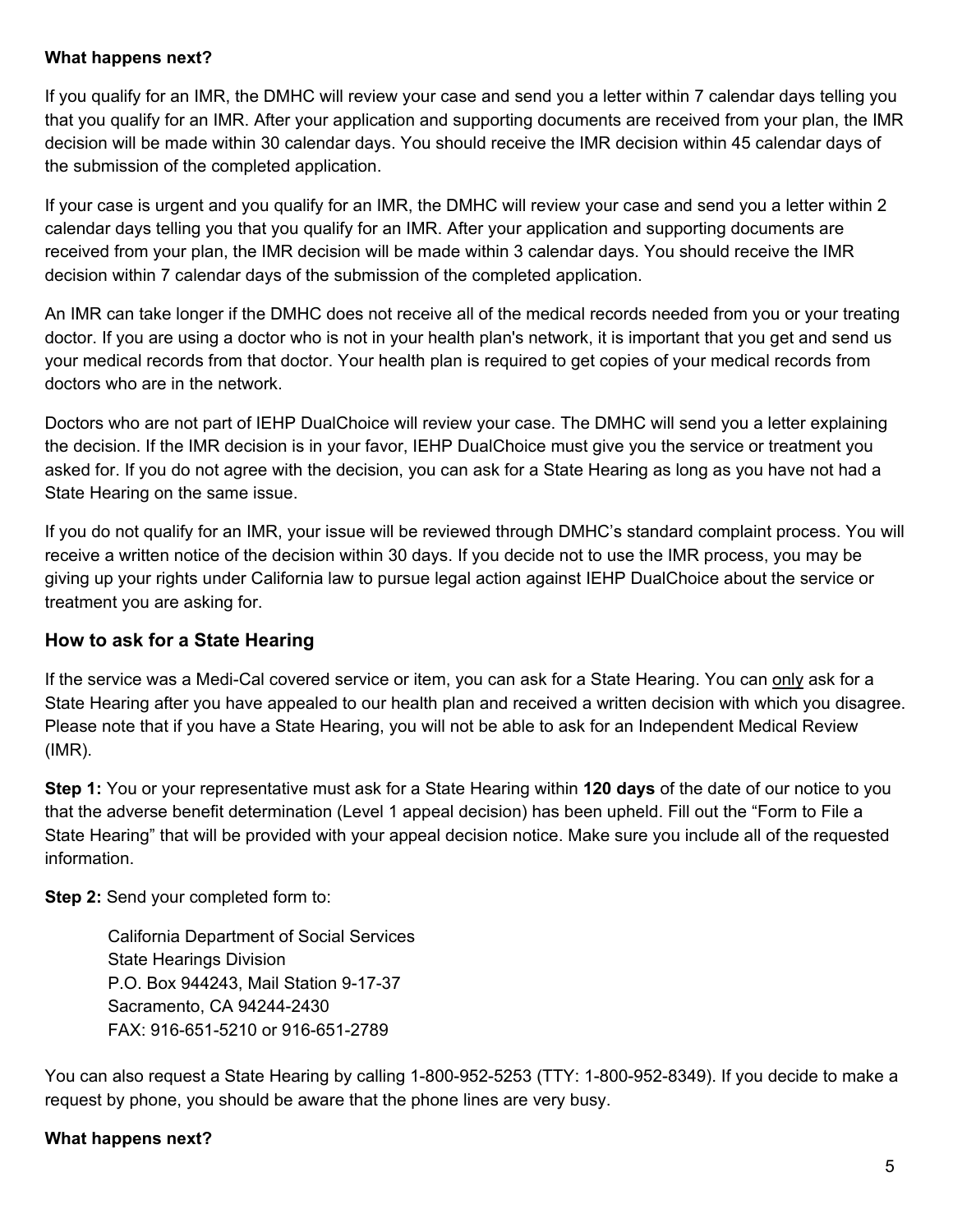**What happens next?**

If you qualify for an IMR, the DMHC will review your case and send you a letter within 7 calendar days telling you that you qualify for an IMR. After your application and supporting documents are received from your plan, the IMR decision will be made within 30 calendar days. You should receive the IMR decision within 45 calendar days of the submission of the completed application.

If your case is urgent and you qualify for an IMR, the DMHC will review your case and send you a letter within 2 calendar days telling you that you qualify for an IMR. After your application and supporting documents are received from your plan, the IMR decision will be made within 3 calendar days. You should receive the IMR decision within 7 calendar days of the submission of the completed application.

An IMR can take longer if the DMHC does not receive all of the medical records needed from you or your treating doctor. If you are using a doctor who is not in your health plan's network, it is important that you get and send us your medical records from that doctor. Your health plan is required to get copies of your medical records from doctors who are in the network.

Doctors who are not part of IEHP DualChoice will review your case. The DMHC will send you a letter explaining the decision. If the IMR decision is in your favor, IEHP DualChoice must give you the service or treatment you asked for. If you do not agree with the decision, you can ask for a State Hearing as long as you have not had a State Hearing on the same issue.

If you do not qualify for an IMR, your issue will be reviewed through DMHC's standard complaint process. You will receive a written notice of the decision within 30 days. If you decide not to use the IMR process, you may be giving up your rights under California law to pursue legal action against IEHP DualChoice about the service or treatment you are asking for.

## How to ask for a State Hearing

If the service was a Medi-Cal covered service or item, you can ask for a State Hearing. You can <u>only</u> ask for a State Hearing after you have appealed to our health plan and received a written decision with which you disagree. Please note that if you have a State Hearing, you will not be able to ask for an Independent Medical Review (IMR).

**Step 1:** You or your representative must ask for a State Hearing within **120 days** of the date of our notice to you that the adverse benefit determination (Level 1 appeal decision) has been upheld. Fill out the "Form to File a State Hearing" that will be provided with your appeal decision notice. Make sure you include all of the requested information.

**Step 2:** Send your completed form to:

California Department of Social Services
State Hearings Division
P.O. Box 944243, Mail Station 9-17-37
Sacramento, CA 94244-2430
FAX: 916-651-5210 or 916-651-2789

You can also request a State Hearing by calling 1-800-952-5253 (TTY: 1-800-952-8349). If you decide to make a request by phone, you should be aware that the phone lines are very busy.

**What happens next?**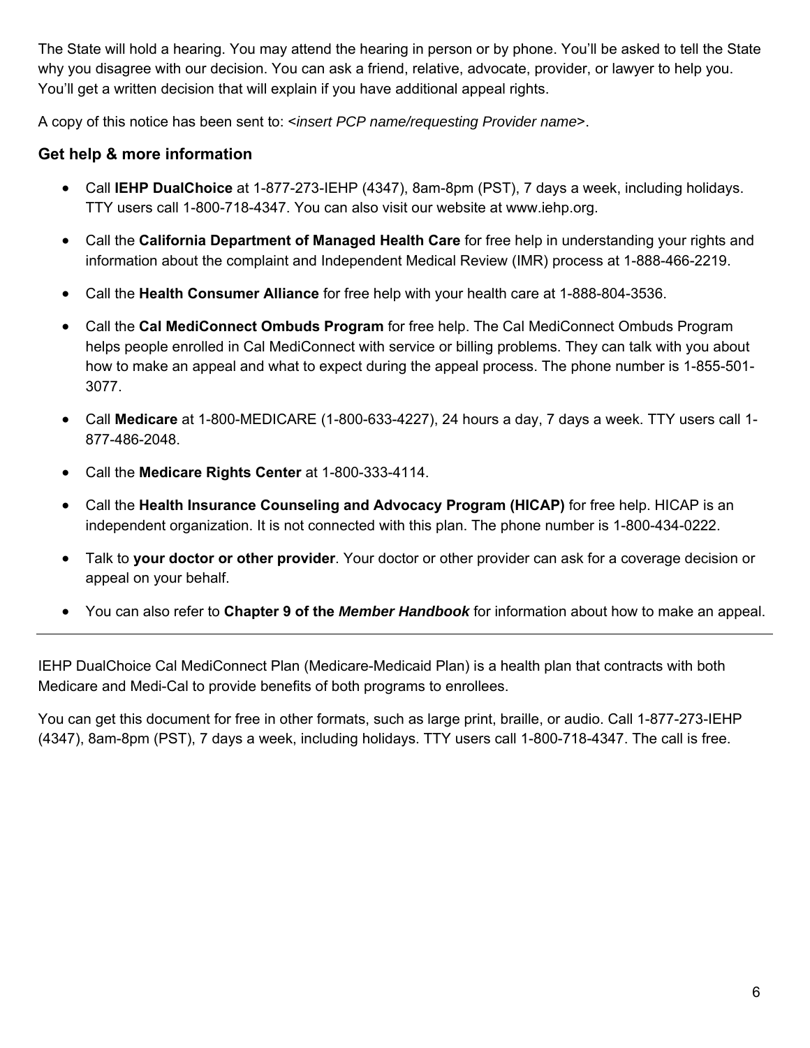The State will hold a hearing. You may attend the hearing in person or by phone. You'll be asked to tell the State why you disagree with our decision. You can ask a friend, relative, advocate, provider, or lawyer to help you. You'll get a written decision that will explain if you have additional appeal rights.

A copy of this notice has been sent to: <*insert PCP name/requesting Provider name*>.

### Get help & more information

- Call **IEHP DualChoice** at 1-877-273-IEHP (4347), 8am-8pm (PST), 7 days a week, including holidays. TTY users call 1-800-718-4347. You can also visit our website at www.iehp.org.
- Call the **California Department of Managed Health Care** for free help in understanding your rights and information about the complaint and Independent Medical Review (IMR) process at 1-888-466-2219.
- Call the **Health Consumer Alliance** for free help with your health care at 1-888-804-3536.
- Call the **Cal MediConnect Ombuds Program** for free help. The Cal MediConnect Ombuds Program helps people enrolled in Cal MediConnect with service or billing problems. They can talk with you about how to make an appeal and what to expect during the appeal process. The phone number is 1-855-501-3077.
- Call **Medicare** at 1-800-MEDICARE (1-800-633-4227), 24 hours a day, 7 days a week. TTY users call 1-877-486-2048.
- Call the **Medicare Rights Center** at 1-800-333-4114.
- Call the **Health Insurance Counseling and Advocacy Program (HICAP)** for free help. HICAP is an independent organization. It is not connected with this plan. The phone number is 1-800-434-0222.
- Talk to **your doctor or other provider**. Your doctor or other provider can ask for a coverage decision or appeal on your behalf.
- You can also refer to **Chapter 9 of the *Member Handbook*** for information about how to make an appeal.

---

IEHP DualChoice Cal MediConnect Plan (Medicare-Medicaid Plan) is a health plan that contracts with both Medicare and Medi-Cal to provide benefits of both programs to enrollees.

You can get this document for free in other formats, such as large print, braille, or audio. Call 1-877-273-IEHP (4347), 8am-8pm (PST), 7 days a week, including holidays. TTY users call 1-800-718-4347. The call is free.